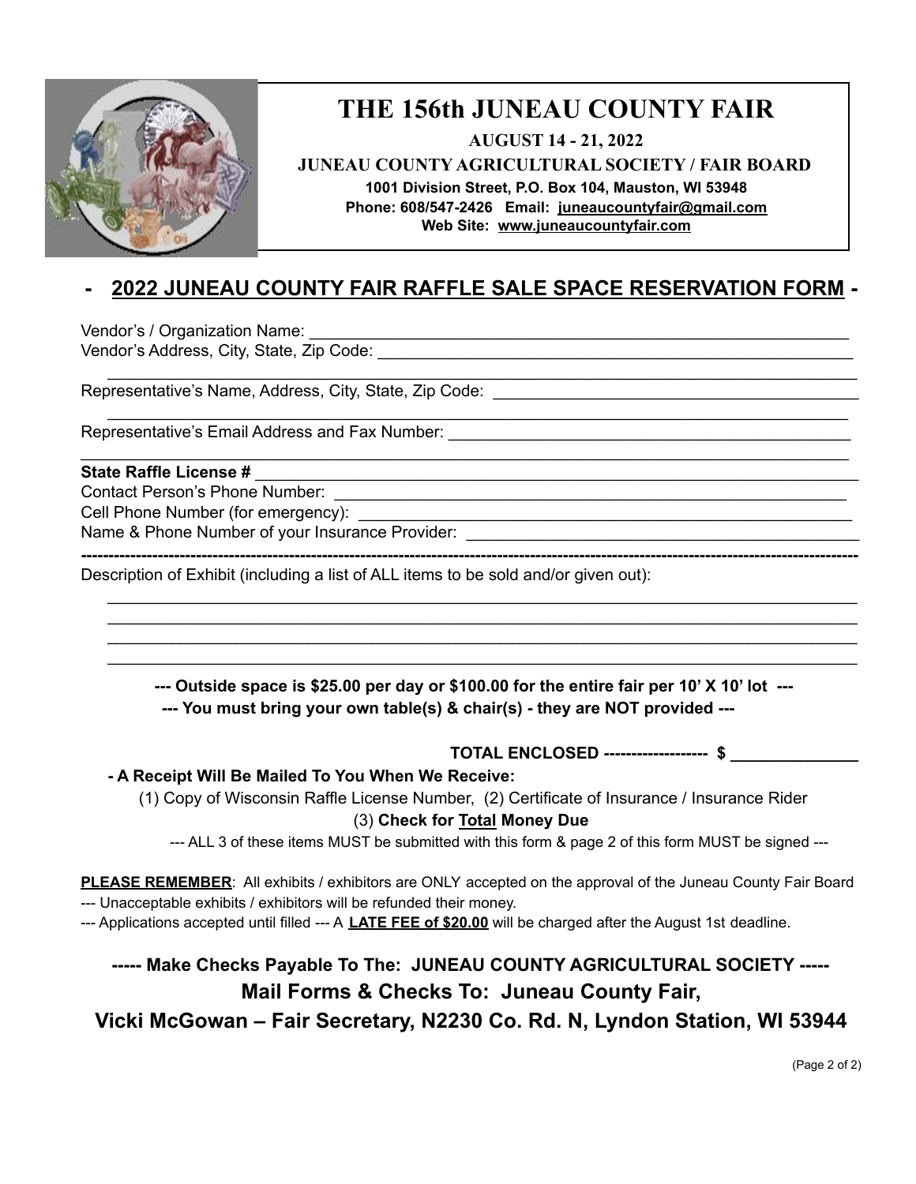# THE 156th JUNEAU COUNTY FAIR

**AUGUST 14 - 21, 2022**

**JUNEAU COUNTY AGRICULTURAL SOCIETY / FAIR BOARD**

**1001 Division Street, P.O. Box 104, Mauston, WI 53948**

**Phone: 608/547-2426 Email: juneaucountyfair@gmail.com**

**Web Site: www.juneaucountyfair.com**

## - 2022 JUNEAU COUNTY FAIR RAFFLE SALE SPACE RESERVATION FORM -

Vendor's / Organization Name: ____________________________________________________________

Vendor's Address, City, State, Zip Code: ____________________________________________________

____________________________________________________________________________________

Representative's Name, Address, City, State, Zip Code: _______________________________________

____________________________________________________________________________________

Representative's Email Address and Fax Number: ____________________________________________

____________________________________________________________________________________

**State Raffle License #** _____________________________________________________________

Contact Person's Phone Number: ______________________________________________________

Cell Phone Number (for emergency): ___________________________________________________

Name & Phone Number of your Insurance Provider: ________________________________________

---

Description of Exhibit (including a list of ALL items to be sold and/or given out):

____________________________________________________________________________________

____________________________________________________________________________________

____________________________________________________________________________________

____________________________________________________________________________________

**--- Outside space is $25.00 per day or $100.00 for the entire fair per 10' X 10' lot ---**

**--- You must bring your own table(s) & chair(s) - they are NOT provided ---**

**TOTAL ENCLOSED ------------------- $ ______________**

**- A Receipt Will Be Mailed To You When We Receive:**

(1) Copy of Wisconsin Raffle License Number, (2) Certificate of Insurance / Insurance Rider

(3) **Check for Total Money Due**

--- ALL 3 of these items MUST be submitted with this form & page 2 of this form MUST be signed ---

**PLEASE REMEMBER**: All exhibits / exhibitors are ONLY accepted on the approval of the Juneau County Fair Board

--- Unacceptable exhibits / exhibitors will be refunded their money.

--- Applications accepted until filled --- A **LATE FEE of $20.00** will be charged after the August 1st deadline.

**----- Make Checks Payable To The: JUNEAU COUNTY AGRICULTURAL SOCIETY -----**

**Mail Forms & Checks To: Juneau County Fair,**

**Vicki McGowan – Fair Secretary, N2230 Co. Rd. N, Lyndon Station, WI 53944**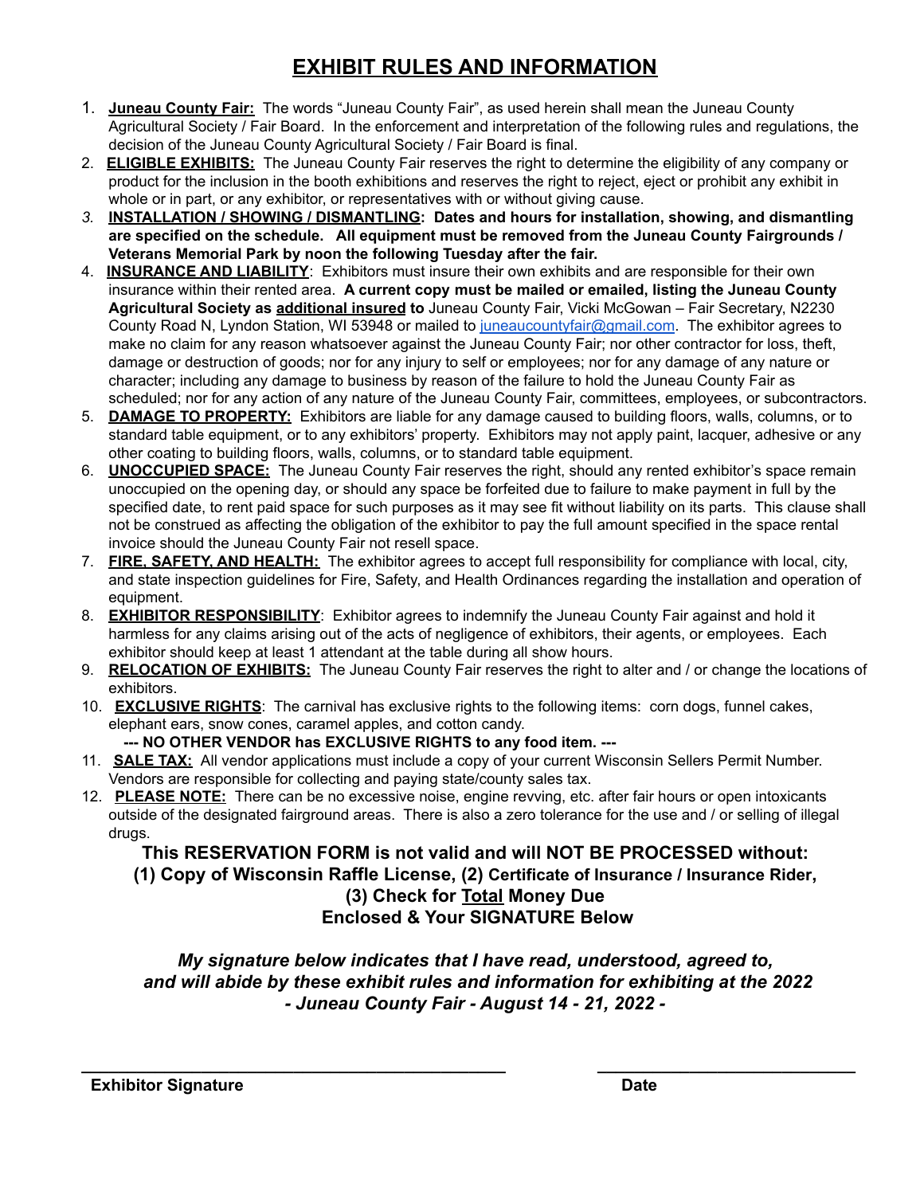# EXHIBIT RULES AND INFORMATION

1. **Juneau County Fair:** The words "Juneau County Fair", as used herein shall mean the Juneau County Agricultural Society / Fair Board. In the enforcement and interpretation of the following rules and regulations, the decision of the Juneau County Agricultural Society / Fair Board is final.
2. **ELIGIBLE EXHIBITS:** The Juneau County Fair reserves the right to determine the eligibility of any company or product for the inclusion in the booth exhibitions and reserves the right to reject, eject or prohibit any exhibit in whole or in part, or any exhibitor, or representatives with or without giving cause.
3. **INSTALLATION / SHOWING / DISMANTLING: Dates and hours for installation, showing, and dismantling are specified on the schedule. All equipment must be removed from the Juneau County Fairgrounds / Veterans Memorial Park by noon the following Tuesday after the fair.**
4. **INSURANCE AND LIABILITY**: Exhibitors must insure their own exhibits and are responsible for their own insurance within their rented area. **A current copy must be mailed or emailed, listing the Juneau County Agricultural Society as additional insured to** Juneau County Fair, Vicki McGowan – Fair Secretary, N2230 County Road N, Lyndon Station, WI 53948 or mailed to juneaucountyfair@gmail.com. The exhibitor agrees to make no claim for any reason whatsoever against the Juneau County Fair; nor other contractor for loss, theft, damage or destruction of goods; nor for any injury to self or employees; nor for any damage of any nature or character; including any damage to business by reason of the failure to hold the Juneau County Fair as scheduled; nor for any action of any nature of the Juneau County Fair, committees, employees, or subcontractors.
5. **DAMAGE TO PROPERTY:** Exhibitors are liable for any damage caused to building floors, walls, columns, or to standard table equipment, or to any exhibitors' property. Exhibitors may not apply paint, lacquer, adhesive or any other coating to building floors, walls, columns, or to standard table equipment.
6. **UNOCCUPIED SPACE:** The Juneau County Fair reserves the right, should any rented exhibitor's space remain unoccupied on the opening day, or should any space be forfeited due to failure to make payment in full by the specified date, to rent paid space for such purposes as it may see fit without liability on its parts. This clause shall not be construed as affecting the obligation of the exhibitor to pay the full amount specified in the space rental invoice should the Juneau County Fair not resell space.
7. **FIRE, SAFETY, AND HEALTH:** The exhibitor agrees to accept full responsibility for compliance with local, city, and state inspection guidelines for Fire, Safety, and Health Ordinances regarding the installation and operation of equipment.
8. **EXHIBITOR RESPONSIBILITY**: Exhibitor agrees to indemnify the Juneau County Fair against and hold it harmless for any claims arising out of the acts of negligence of exhibitors, their agents, or employees. Each exhibitor should keep at least 1 attendant at the table during all show hours.
9. **RELOCATION OF EXHIBITS:** The Juneau County Fair reserves the right to alter and / or change the locations of exhibitors.
10. **EXCLUSIVE RIGHTS**: The carnival has exclusive rights to the following items: corn dogs, funnel cakes, elephant ears, snow cones, caramel apples, and cotton candy.
    **--- NO OTHER VENDOR has EXCLUSIVE RIGHTS to any food item. ---**
11. **SALE TAX:** All vendor applications must include a copy of your current Wisconsin Sellers Permit Number. Vendors are responsible for collecting and paying state/county sales tax.
12. **PLEASE NOTE:** There can be no excessive noise, engine revving, etc. after fair hours or open intoxicants outside of the designated fairground areas. There is also a zero tolerance for the use and / or selling of illegal drugs.

**This RESERVATION FORM is not valid and will NOT BE PROCESSED without:**
**(1) Copy of Wisconsin Raffle License, (2) Certificate of Insurance / Insurance Rider,**
**(3) Check for Total Money Due**
**Enclosed & Your SIGNATURE Below**

***My signature below indicates that I have read, understood, agreed to, and will abide by these exhibit rules and information for exhibiting at the 2022 - Juneau County Fair - August 14 - 21, 2022 -***

\_\_\_\_\_\_\_\_\_\_\_\_\_\_\_\_\_\_\_\_\_\_\_\_\_\_\_\_\_\_\_\_\_\_\_\_\_\_\_\_ \_\_\_\_\_\_\_\_\_\_\_\_\_\_\_\_\_\_\_\_\_\_\_\_

**Exhibitor Signature** **Date**